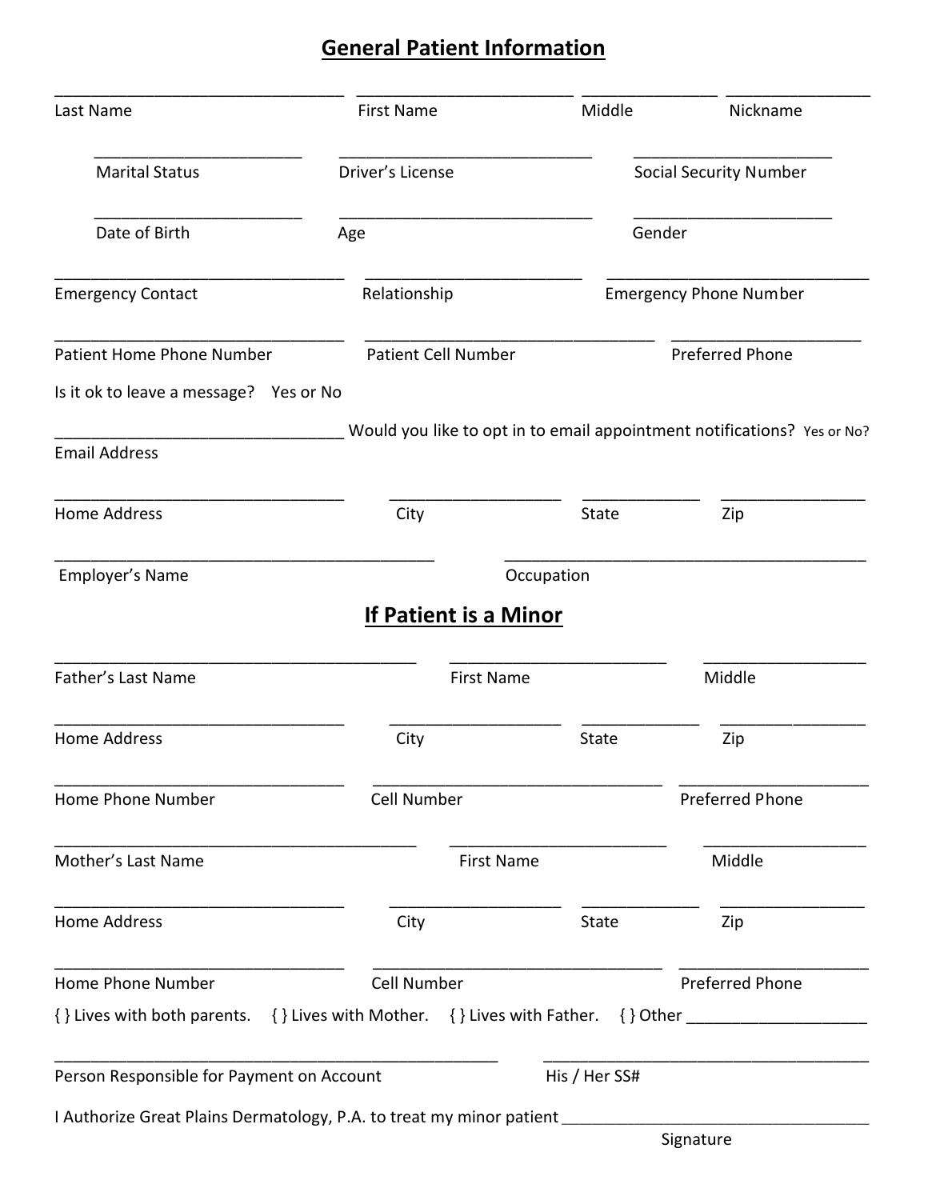## General Patient Information

| | | | |
|---|---|---|---|
| Last Name | First Name | Middle | Nickname |

| | | |
|---|---|---|
| Marital Status | Driver's License | Social Security Number |
| Date of Birth | Age | Gender |
| Emergency Contact | Relationship | Emergency Phone Number |
| Patient Home Phone Number | Patient Cell Number | Preferred Phone |

Is it ok to leave a message? Yes or No

________________________________ Would you like to opt in to email appointment notifications? Yes or No?

Email Address

| | | | |
|---|---|---|---|
| Home Address | City | State | Zip |

| | |
|---|---|
| Employer's Name | Occupation |

## If Patient is a Minor

| | | |
|---|---|---|
| Father's Last Name | First Name | Middle |

| | | | |
|---|---|---|---|
| Home Address | City | State | Zip |

| | | |
|---|---|---|
| Home Phone Number | Cell Number | Preferred Phone |
| Mother's Last Name | First Name | Middle |

| | | | |
|---|---|---|---|
| Home Address | City | State | Zip |

| | | |
|---|---|---|
| Home Phone Number | Cell Number | Preferred Phone |

{ } Lives with both parents. { } Lives with Mother. { } Lives with Father. { } Other ____________________

| | |
|---|---|
| Person Responsible for Payment on Account | His / Her SS# |

I Authorize Great Plains Dermatology, P.A. to treat my minor patient ___________________________________

Signature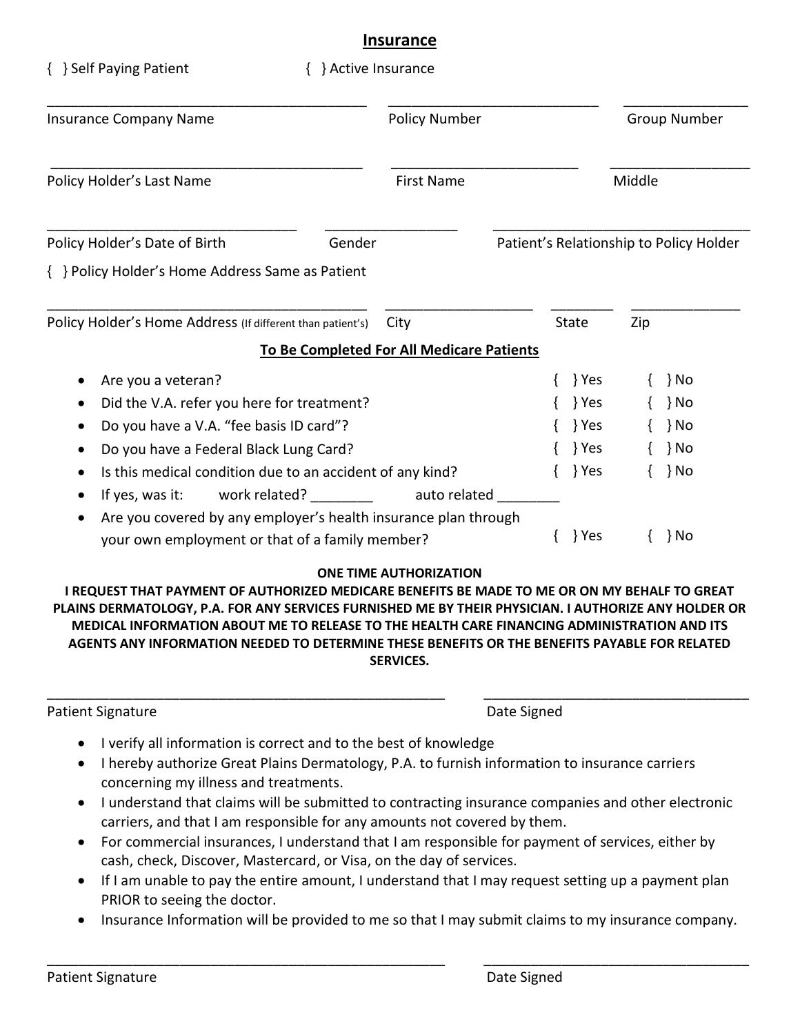# Insurance

{ } Self Paying Patient  { } Active Insurance

\_\_\_\_\_\_\_\_\_\_\_\_\_\_\_\_\_\_\_\_\_\_\_\_\_\_\_\_\_\_\_\_\_\_\_\_\_\_\_\_\_\_ \_\_\_\_\_\_\_\_\_\_\_\_\_\_\_\_\_\_\_\_\_\_\_\_\_\_\_\_ \_\_\_\_\_\_\_\_\_\_\_\_\_\_\_\_\_

Insurance Company Name  Policy Number  Group Number

\_\_\_\_\_\_\_\_\_\_\_\_\_\_\_\_\_\_\_\_\_\_\_\_\_\_\_\_\_\_\_\_\_\_\_\_\_\_\_\_\_\_ \_\_\_\_\_\_\_\_\_\_\_\_\_\_\_\_\_\_\_\_\_\_\_\_\_ \_\_\_\_\_\_\_\_\_\_\_\_\_\_\_\_\_\_\_

Policy Holder's Last Name  First Name  Middle

\_\_\_\_\_\_\_\_\_\_\_\_\_\_\_\_\_\_\_\_\_\_\_\_\_\_\_\_\_\_\_\_\_\_ \_\_\_\_\_\_\_\_\_\_\_\_\_\_\_\_\_\_ \_\_\_\_\_\_\_\_\_\_\_\_\_\_\_\_\_\_\_\_\_\_\_\_\_\_\_\_\_\_\_\_\_\_\_

Policy Holder's Date of Birth  Gender  Patient's Relationship to Policy Holder

{ } Policy Holder's Home Address Same as Patient

\_\_\_\_\_\_\_\_\_\_\_\_\_\_\_\_\_\_\_\_\_\_\_\_\_\_\_\_\_\_\_\_\_\_\_\_\_\_\_\_\_\_ \_\_\_\_\_\_\_\_\_\_\_\_\_\_\_\_\_\_\_\_ \_\_\_\_\_\_\_\_ \_\_\_\_\_\_\_\_\_\_\_\_\_\_

Policy Holder's Home Address (If different than patient's)  City  State  Zip

**To Be Completed For All Medicare Patients**

- Are you a veteran? { } Yes { } No
- Did the V.A. refer you here for treatment? { } Yes { } No
- Do you have a V.A. "fee basis ID card"? { } Yes { } No
- Do you have a Federal Black Lung Card? { } Yes { } No
- Is this medical condition due to an accident of any kind? { } Yes { } No
- If yes, was it: work related? \_\_\_\_\_\_\_\_ auto related \_\_\_\_\_\_\_\_
- Are you covered by any employer's health insurance plan through your own employment or that of a family member? { } Yes { } No

**ONE TIME AUTHORIZATION**

**I REQUEST THAT PAYMENT OF AUTHORIZED MEDICARE BENEFITS BE MADE TO ME OR ON MY BEHALF TO GREAT PLAINS DERMATOLOGY, P.A. FOR ANY SERVICES FURNISHED ME BY THEIR PHYSICIAN. I AUTHORIZE ANY HOLDER OR MEDICAL INFORMATION ABOUT ME TO RELEASE TO THE HEALTH CARE FINANCING ADMINISTRATION AND ITS AGENTS ANY INFORMATION NEEDED TO DETERMINE THESE BENEFITS OR THE BENEFITS PAYABLE FOR RELATED SERVICES.**

\_\_\_\_\_\_\_\_\_\_\_\_\_\_\_\_\_\_\_\_\_\_\_\_\_\_\_\_\_\_\_\_\_\_\_\_\_\_\_\_\_\_\_\_\_\_\_\_\_\_\_\_ \_\_\_\_\_\_\_\_\_\_\_\_\_\_\_\_\_\_\_\_\_\_\_\_\_\_\_\_\_\_\_\_\_\_\_

Patient Signature  Date Signed

- I verify all information is correct and to the best of knowledge
- I hereby authorize Great Plains Dermatology, P.A. to furnish information to insurance carriers concerning my illness and treatments.
- I understand that claims will be submitted to contracting insurance companies and other electronic carriers, and that I am responsible for any amounts not covered by them.
- For commercial insurances, I understand that I am responsible for payment of services, either by cash, check, Discover, Mastercard, or Visa, on the day of services.
- If I am unable to pay the entire amount, I understand that I may request setting up a payment plan PRIOR to seeing the doctor.
- Insurance Information will be provided to me so that I may submit claims to my insurance company.

\_\_\_\_\_\_\_\_\_\_\_\_\_\_\_\_\_\_\_\_\_\_\_\_\_\_\_\_\_\_\_\_\_\_\_\_\_\_\_\_\_\_\_\_\_\_\_\_\_\_\_\_ \_\_\_\_\_\_\_\_\_\_\_\_\_\_\_\_\_\_\_\_\_\_\_\_\_\_\_\_\_\_\_\_\_\_\_

Patient Signature  Date Signed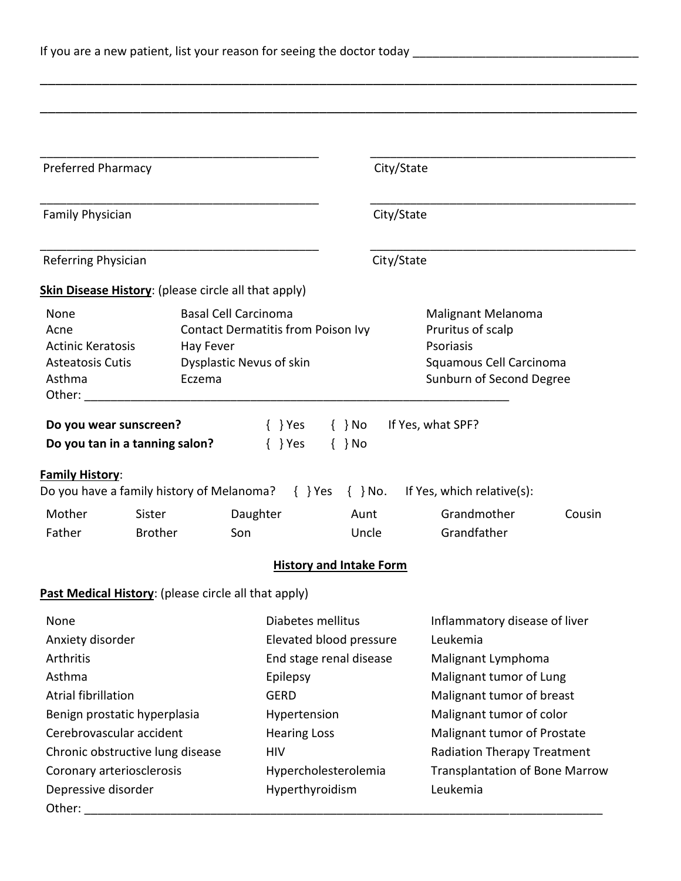If you are a new patient, list your reason for seeing the doctor today ________________________________

__________________________________________________________________________________________

__________________________________________________________________________________________

| | |
|---|---|
| ________________________________________ | ________________________________________ |
| Preferred Pharmacy | City/State |
| ________________________________________ | ________________________________________ |
| Family Physician | City/State |
| ________________________________________ | ________________________________________ |
| Referring Physician | City/State |

**Skin Disease History**: (please circle all that apply)

| | | |
|---|---|---|
| None | Basal Cell Carcinoma | Malignant Melanoma |
| Acne | Contact Dermatitis from Poison Ivy | Pruritus of scalp |
| Actinic Keratosis | Hay Fever | Psoriasis |
| Asteatosis Cutis | Dysplastic Nevus of skin | Squamous Cell Carcinoma |
| Asthma | Eczema | Sunburn of Second Degree |

Other: ______________________________________________________________

**Do you wear sunscreen?** { } Yes { } No If Yes, what SPF?

**Do you tan in a tanning salon?** { } Yes { } No

**Family History**:

Do you have a family history of Melanoma? { } Yes { } No. If Yes, which relative(s):

| | | | | | |
|---|---|---|---|---|---|
| Mother | Sister | Daughter | Aunt | Grandmother | Cousin |
| Father | Brother | Son | Uncle | Grandfather | |

## History and Intake Form

**Past Medical History**: (please circle all that apply)

| | | |
|---|---|---|
| None | Diabetes mellitus | Inflammatory disease of liver |
| Anxiety disorder | Elevated blood pressure | Leukemia |
| Arthritis | End stage renal disease | Malignant Lymphoma |
| Asthma | Epilepsy | Malignant tumor of Lung |
| Atrial fibrillation | GERD | Malignant tumor of breast |
| Benign prostatic hyperplasia | Hypertension | Malignant tumor of color |
| Cerebrovascular accident | Hearing Loss | Malignant tumor of Prostate |
| Chronic obstructive lung disease | HIV | Radiation Therapy Treatment |
| Coronary arteriosclerosis | Hypercholesterolemia | Transplantation of Bone Marrow |
| Depressive disorder | Hyperthyroidism | Leukemia |

Other: ______________________________________________________________________________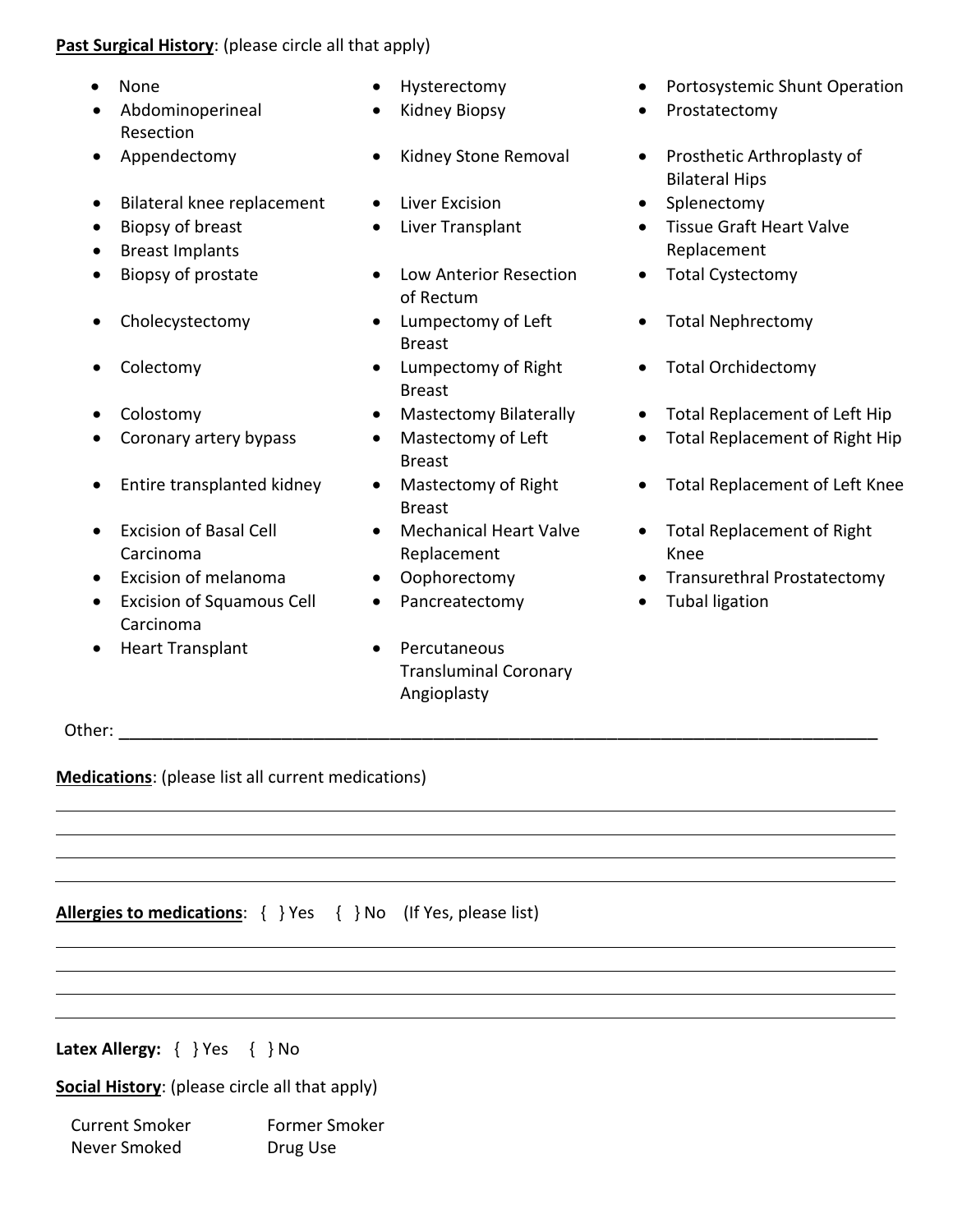**Past Surgical History**: (please circle all that apply)

- None
- Abdominoperineal Resection
- Appendectomy
- Bilateral knee replacement
- Biopsy of breast
- Breast Implants
- Biopsy of prostate
- Cholecystectomy
- Colectomy
- Colostomy
- Coronary artery bypass
- Entire transplanted kidney
- Excision of Basal Cell Carcinoma
- Excision of melanoma
- Excision of Squamous Cell Carcinoma
- Heart Transplant
- Hysterectomy
- Kidney Biopsy
- Kidney Stone Removal
- Liver Excision
- Liver Transplant
- Low Anterior Resection of Rectum
- Lumpectomy of Left Breast
- Lumpectomy of Right Breast
- Mastectomy Bilaterally
- Mastectomy of Left Breast
- Mastectomy of Right Breast
- Mechanical Heart Valve Replacement
- Oophorectomy
- Pancreatectomy
- Percutaneous Transluminal Coronary Angioplasty
- Portosystemic Shunt Operation
- Prostatectomy
- Prosthetic Arthroplasty of Bilateral Hips
- Splenectomy
- Tissue Graft Heart Valve Replacement
- Total Cystectomy
- Total Nephrectomy
- Total Orchidectomy
- Total Replacement of Left Hip
- Total Replacement of Right Hip
- Total Replacement of Left Knee
- Total Replacement of Right Knee
- Transurethral Prostatectomy
- Tubal ligation

Other: ______________________________________________________________________________

**Medications**: (please list all current medications)

______________________________________________________________________________

______________________________________________________________________________

______________________________________________________________________________

______________________________________________________________________________

**Allergies to medications**: { } Yes { } No (If Yes, please list)

______________________________________________________________________________

______________________________________________________________________________

______________________________________________________________________________

______________________________________________________________________________

**Latex Allergy:** { } Yes { } No

**Social History**: (please circle all that apply)

Current Smoker　　Former Smoker
Never Smoked　　Drug Use